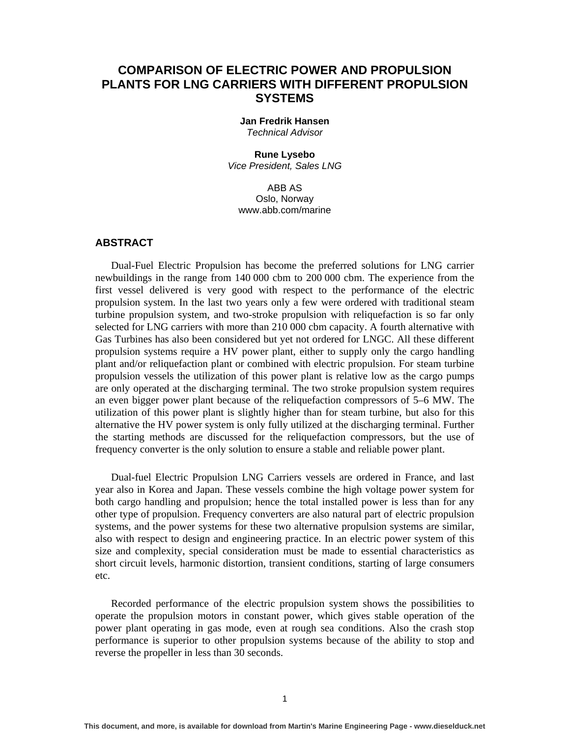# COMPARISON OF ELECTRIC POWER AND PROPULSION PLANTS FOR LNG CARRIERS WITH DIFFERENT PROPULSION SYSTEMS

**Jan Fredrik Hansen**
*Technical Advisor*

**Rune Lysebo**
*Vice President, Sales LNG*

ABB AS
Oslo, Norway
www.abb.com/marine

## ABSTRACT

Dual-Fuel Electric Propulsion has become the preferred solutions for LNG carrier newbuildings in the range from 140 000 cbm to 200 000 cbm. The experience from the first vessel delivered is very good with respect to the performance of the electric propulsion system. In the last two years only a few were ordered with traditional steam turbine propulsion system, and two-stroke propulsion with reliquefaction is so far only selected for LNG carriers with more than 210 000 cbm capacity. A fourth alternative with Gas Turbines has also been considered but yet not ordered for LNGC. All these different propulsion systems require a HV power plant, either to supply only the cargo handling plant and/or reliquefaction plant or combined with electric propulsion. For steam turbine propulsion vessels the utilization of this power plant is relative low as the cargo pumps are only operated at the discharging terminal. The two stroke propulsion system requires an even bigger power plant because of the reliquefaction compressors of 5–6 MW. The utilization of this power plant is slightly higher than for steam turbine, but also for this alternative the HV power system is only fully utilized at the discharging terminal. Further the starting methods are discussed for the reliquefaction compressors, but the use of frequency converter is the only solution to ensure a stable and reliable power plant.

Dual-fuel Electric Propulsion LNG Carriers vessels are ordered in France, and last year also in Korea and Japan. These vessels combine the high voltage power system for both cargo handling and propulsion; hence the total installed power is less than for any other type of propulsion. Frequency converters are also natural part of electric propulsion systems, and the power systems for these two alternative propulsion systems are similar, also with respect to design and engineering practice. In an electric power system of this size and complexity, special consideration must be made to essential characteristics as short circuit levels, harmonic distortion, transient conditions, starting of large consumers etc.

Recorded performance of the electric propulsion system shows the possibilities to operate the propulsion motors in constant power, which gives stable operation of the power plant operating in gas mode, even at rough sea conditions. Also the crash stop performance is superior to other propulsion systems because of the ability to stop and reverse the propeller in less than 30 seconds.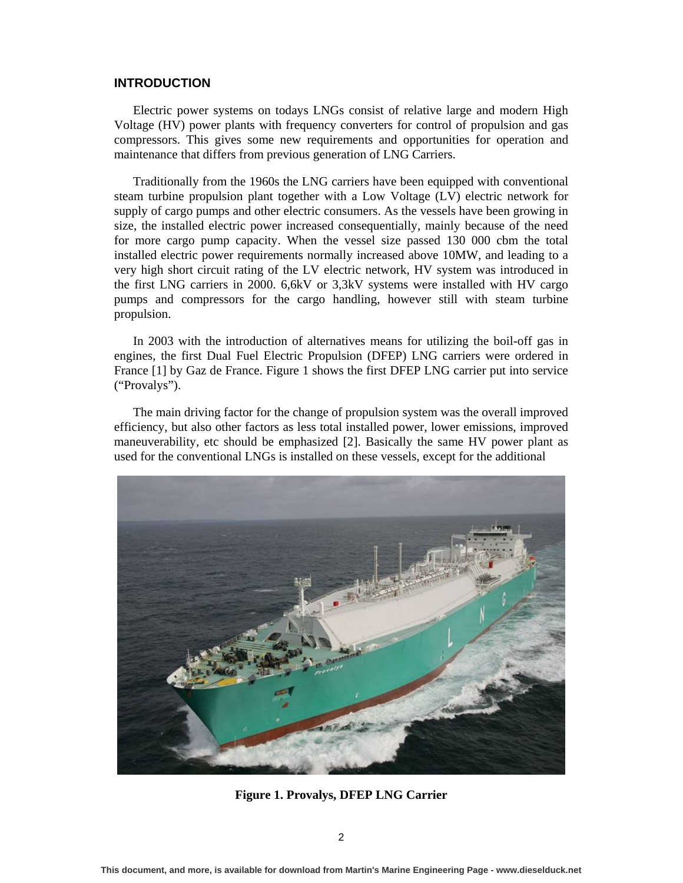## INTRODUCTION

Electric power systems on todays LNGs consist of relative large and modern High Voltage (HV) power plants with frequency converters for control of propulsion and gas compressors. This gives some new requirements and opportunities for operation and maintenance that differs from previous generation of LNG Carriers.

Traditionally from the 1960s the LNG carriers have been equipped with conventional steam turbine propulsion plant together with a Low Voltage (LV) electric network for supply of cargo pumps and other electric consumers. As the vessels have been growing in size, the installed electric power increased consequentially, mainly because of the need for more cargo pump capacity. When the vessel size passed 130 000 cbm the total installed electric power requirements normally increased above 10MW, and leading to a very high short circuit rating of the LV electric network, HV system was introduced in the first LNG carriers in 2000. 6,6kV or 3,3kV systems were installed with HV cargo pumps and compressors for the cargo handling, however still with steam turbine propulsion.

In 2003 with the introduction of alternatives means for utilizing the boil-off gas in engines, the first Dual Fuel Electric Propulsion (DFEP) LNG carriers were ordered in France [1] by Gaz de France. Figure 1 shows the first DFEP LNG carrier put into service ("Provalys").

The main driving factor for the change of propulsion system was the overall improved efficiency, but also other factors as less total installed power, lower emissions, improved maneuverability, etc should be emphasized [2]. Basically the same HV power plant as used for the conventional LNGs is installed on these vessels, except for the additional

**Figure 1. Provalys, DFEP LNG Carrier**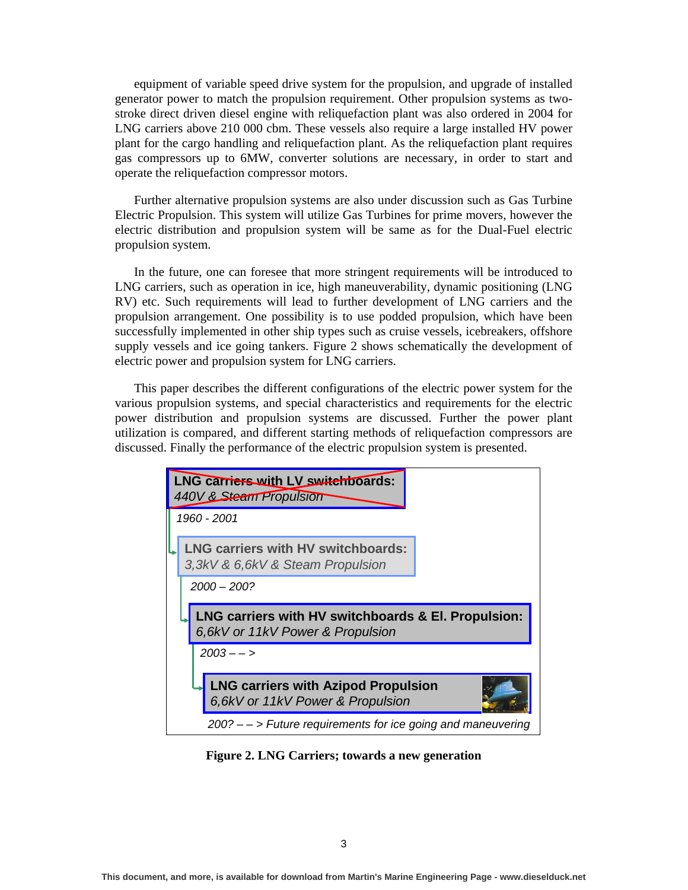equipment of variable speed drive system for the propulsion, and upgrade of installed generator power to match the propulsion requirement. Other propulsion systems as two-stroke direct driven diesel engine with reliquefaction plant was also ordered in 2004 for LNG carriers above 210 000 cbm. These vessels also require a large installed HV power plant for the cargo handling and reliquefaction plant. As the reliquefaction plant requires gas compressors up to 6MW, converter solutions are necessary, in order to start and operate the reliquefaction compressor motors.

Further alternative propulsion systems are also under discussion such as Gas Turbine Electric Propulsion. This system will utilize Gas Turbines for prime movers, however the electric distribution and propulsion system will be same as for the Dual-Fuel electric propulsion system.

In the future, one can foresee that more stringent requirements will be introduced to LNG carriers, such as operation in ice, high maneuverability, dynamic positioning (LNG RV) etc. Such requirements will lead to further development of LNG carriers and the propulsion arrangement. One possibility is to use podded propulsion, which have been successfully implemented in other ship types such as cruise vessels, icebreakers, offshore supply vessels and ice going tankers. Figure 2 shows schematically the development of electric power and propulsion system for LNG carriers.

This paper describes the different configurations of the electric power system for the various propulsion systems, and special characteristics and requirements for the electric power distribution and propulsion systems are discussed. Further the power plant utilization is compared, and different starting methods of reliquefaction compressors are discussed. Finally the performance of the electric propulsion system is presented.

**LNG carriers with LV switchboards:**
*440V & Steam Propulsion*

*1960 - 2001*

**LNG carriers with HV switchboards:**
*3,3kV & 6,6kV & Steam Propulsion*

*2000 – 200?*

**LNG carriers with HV switchboards & El. Propulsion:**
*6,6kV or 11kV Power & Propulsion*

*2003 – – >*

**LNG carriers with Azipod Propulsion**
*6,6kV or 11kV Power & Propulsion*

*200? – – > Future requirements for ice going and maneuvering*

**Figure 2. LNG Carriers; towards a new generation**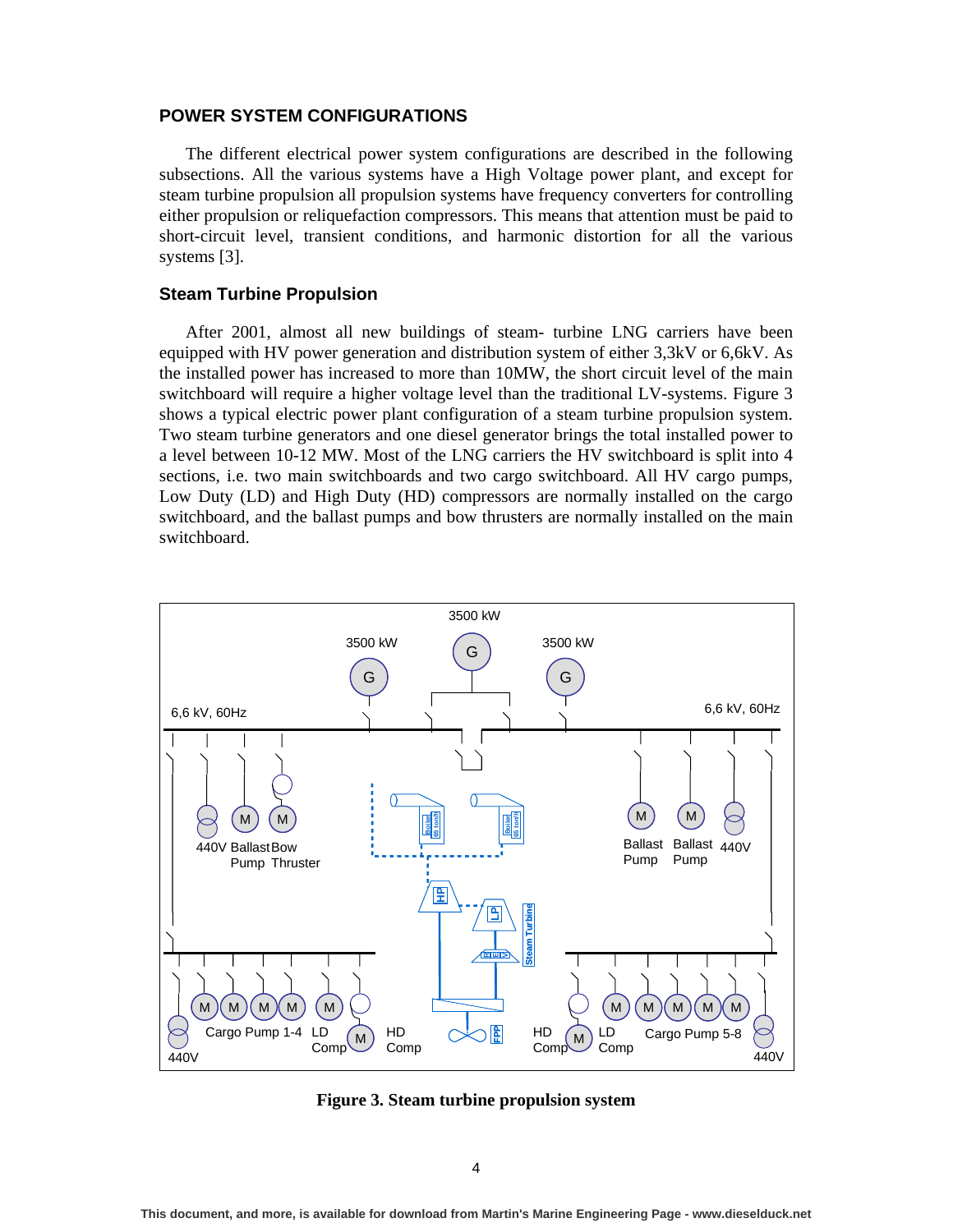## POWER SYSTEM CONFIGURATIONS

The different electrical power system configurations are described in the following subsections. All the various systems have a High Voltage power plant, and except for steam turbine propulsion all propulsion systems have frequency converters for controlling either propulsion or reliquefaction compressors. This means that attention must be paid to short-circuit level, transient conditions, and harmonic distortion for all the various systems [3].

### Steam Turbine Propulsion

After 2001, almost all new buildings of steam- turbine LNG carriers have been equipped with HV power generation and distribution system of either 3,3kV or 6,6kV. As the installed power has increased to more than 10MW, the short circuit level of the main switchboard will require a higher voltage level than the traditional LV-systems. Figure 3 shows a typical electric power plant configuration of a steam turbine propulsion system. Two steam turbine generators and one diesel generator brings the total installed power to a level between 10-12 MW. Most of the LNG carriers the HV switchboard is split into 4 sections, i.e. two main switchboards and two cargo switchboard. All HV cargo pumps, Low Duty (LD) and High Duty (HD) compressors are normally installed on the cargo switchboard, and the ballast pumps and bow thrusters are normally installed on the main switchboard.

**Figure 3. Steam turbine propulsion system**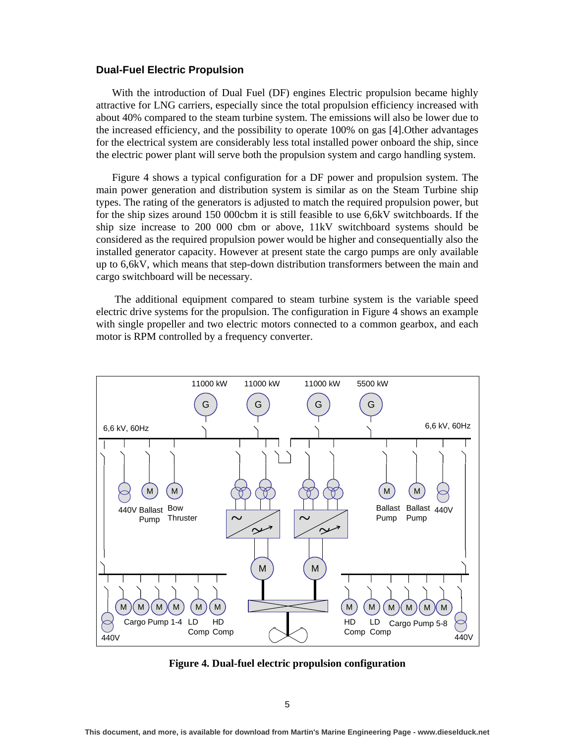### Dual-Fuel Electric Propulsion

With the introduction of Dual Fuel (DF) engines Electric propulsion became highly attractive for LNG carriers, especially since the total propulsion efficiency increased with about 40% compared to the steam turbine system. The emissions will also be lower due to the increased efficiency, and the possibility to operate 100% on gas [4].Other advantages for the electrical system are considerably less total installed power onboard the ship, since the electric power plant will serve both the propulsion system and cargo handling system.

Figure 4 shows a typical configuration for a DF power and propulsion system. The main power generation and distribution system is similar as on the Steam Turbine ship types. The rating of the generators is adjusted to match the required propulsion power, but for the ship sizes around 150 000cbm it is still feasible to use 6,6kV switchboards. If the ship size increase to 200 000 cbm or above, 11kV switchboard systems should be considered as the required propulsion power would be higher and consequentially also the installed generator capacity. However at present state the cargo pumps are only available up to 6,6kV, which means that step-down distribution transformers between the main and cargo switchboard will be necessary.

The additional equipment compared to steam turbine system is the variable speed electric drive systems for the propulsion. The configuration in Figure 4 shows an example with single propeller and two electric motors connected to a common gearbox, and each motor is RPM controlled by a frequency converter.

**Figure 4. Dual-fuel electric propulsion configuration**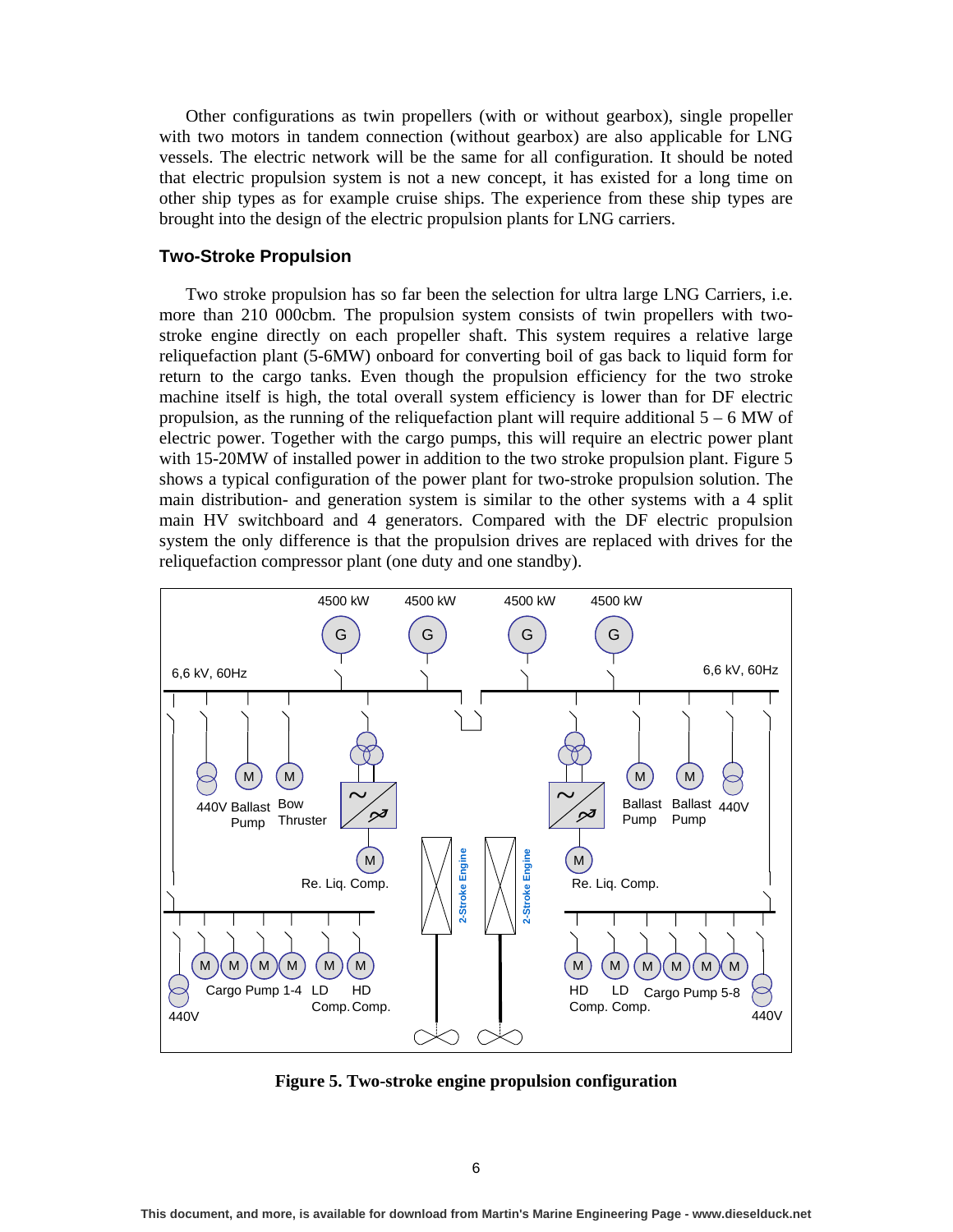Other configurations as twin propellers (with or without gearbox), single propeller with two motors in tandem connection (without gearbox) are also applicable for LNG vessels. The electric network will be the same for all configuration. It should be noted that electric propulsion system is not a new concept, it has existed for a long time on other ship types as for example cruise ships. The experience from these ship types are brought into the design of the electric propulsion plants for LNG carriers.

## Two-Stroke Propulsion

Two stroke propulsion has so far been the selection for ultra large LNG Carriers, i.e. more than 210 000cbm. The propulsion system consists of twin propellers with two-stroke engine directly on each propeller shaft. This system requires a relative large reliquefaction plant (5-6MW) onboard for converting boil of gas back to liquid form for return to the cargo tanks. Even though the propulsion efficiency for the two stroke machine itself is high, the total overall system efficiency is lower than for DF electric propulsion, as the running of the reliquefaction plant will require additional 5 – 6 MW of electric power. Together with the cargo pumps, this will require an electric power plant with 15-20MW of installed power in addition to the two stroke propulsion plant. Figure 5 shows a typical configuration of the power plant for two-stroke propulsion solution. The main distribution- and generation system is similar to the other systems with a 4 split main HV switchboard and 4 generators. Compared with the DF electric propulsion system the only difference is that the propulsion drives are replaced with drives for the reliquefaction compressor plant (one duty and one standby).

**Figure 5. Two-stroke engine propulsion configuration**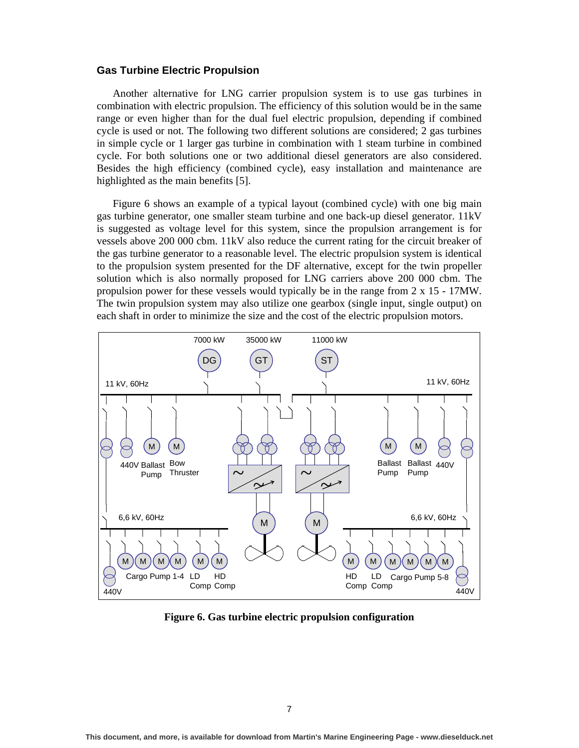### Gas Turbine Electric Propulsion

Another alternative for LNG carrier propulsion system is to use gas turbines in combination with electric propulsion. The efficiency of this solution would be in the same range or even higher than for the dual fuel electric propulsion, depending if combined cycle is used or not. The following two different solutions are considered; 2 gas turbines in simple cycle or 1 larger gas turbine in combination with 1 steam turbine in combined cycle. For both solutions one or two additional diesel generators are also considered. Besides the high efficiency (combined cycle), easy installation and maintenance are highlighted as the main benefits [5].

Figure 6 shows an example of a typical layout (combined cycle) with one big main gas turbine generator, one smaller steam turbine and one back-up diesel generator. 11kV is suggested as voltage level for this system, since the propulsion arrangement is for vessels above 200 000 cbm. 11kV also reduce the current rating for the circuit breaker of the gas turbine generator to a reasonable level. The electric propulsion system is identical to the propulsion system presented for the DF alternative, except for the twin propeller solution which is also normally proposed for LNG carriers above 200 000 cbm. The propulsion power for these vessels would typically be in the range from 2 x 15 - 17MW. The twin propulsion system may also utilize one gearbox (single input, single output) on each shaft in order to minimize the size and the cost of the electric propulsion motors.

**Figure 6. Gas turbine electric propulsion configuration**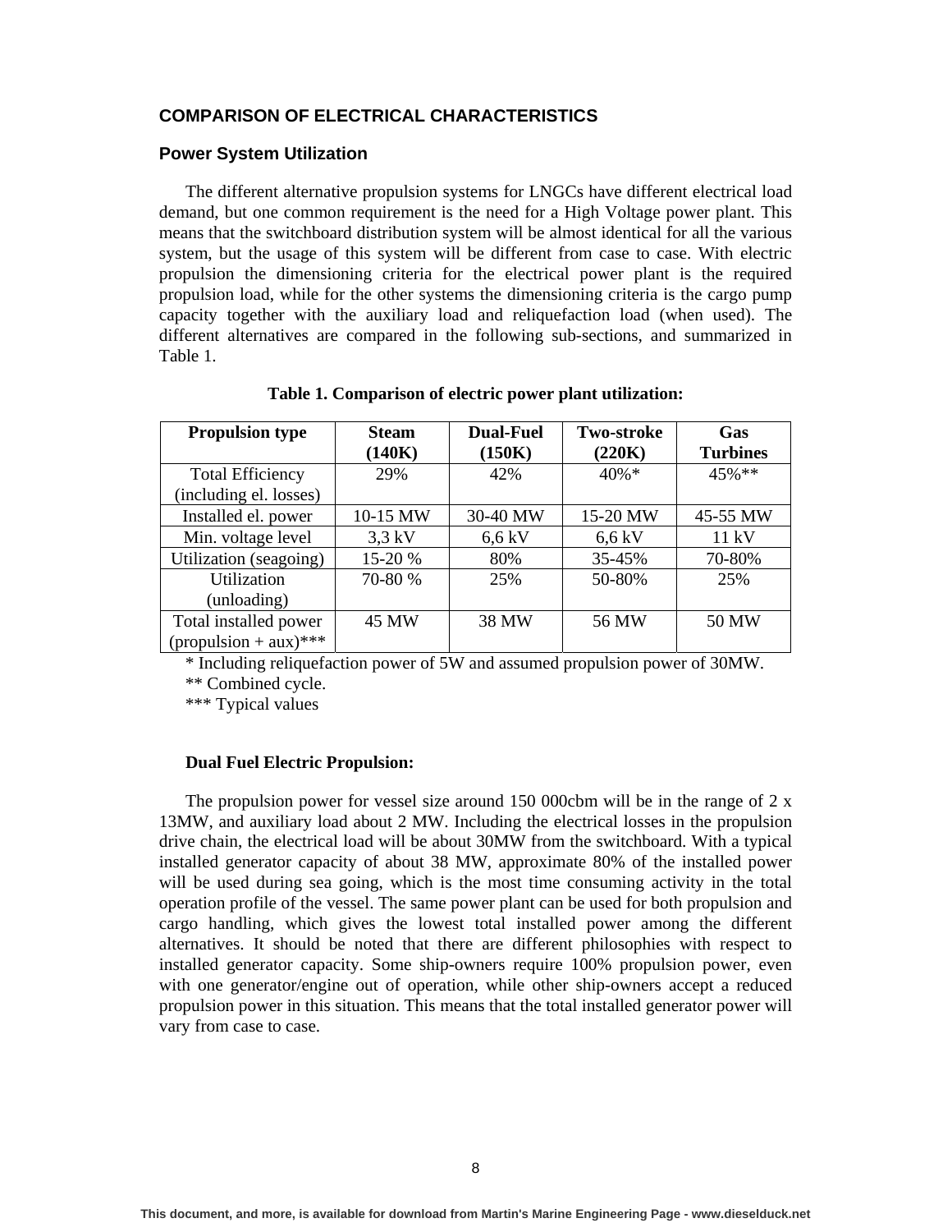## COMPARISON OF ELECTRICAL CHARACTERISTICS

### Power System Utilization

The different alternative propulsion systems for LNGCs have different electrical load demand, but one common requirement is the need for a High Voltage power plant. This means that the switchboard distribution system will be almost identical for all the various system, but the usage of this system will be different from case to case. With electric propulsion the dimensioning criteria for the electrical power plant is the required propulsion load, while for the other systems the dimensioning criteria is the cargo pump capacity together with the auxiliary load and reliquefaction load (when used). The different alternatives are compared in the following sub-sections, and summarized in Table 1.

**Table 1. Comparison of electric power plant utilization:**

| Propulsion type | Steam (140K) | Dual-Fuel (150K) | Two-stroke (220K) | Gas Turbines |
|---|---|---|---|---|
| Total Efficiency (including el. losses) | 29% | 42% | 40%* | 45%** |
| Installed el. power | 10-15 MW | 30-40 MW | 15-20 MW | 45-55 MW |
| Min. voltage level | 3,3 kV | 6,6 kV | 6,6 kV | 11 kV |
| Utilization (seagoing) | 15-20 % | 80% | 35-45% | 70-80% |
| Utilization (unloading) | 70-80 % | 25% | 50-80% | 25% |
| Total installed power (propulsion + aux)*** | 45 MW | 38 MW | 56 MW | 50 MW |

\* Including reliquefaction power of 5W and assumed propulsion power of 30MW.

** Combined cycle.

*** Typical values

**Dual Fuel Electric Propulsion:**

The propulsion power for vessel size around 150 000cbm will be in the range of 2 x 13MW, and auxiliary load about 2 MW. Including the electrical losses in the propulsion drive chain, the electrical load will be about 30MW from the switchboard. With a typical installed generator capacity of about 38 MW, approximate 80% of the installed power will be used during sea going, which is the most time consuming activity in the total operation profile of the vessel. The same power plant can be used for both propulsion and cargo handling, which gives the lowest total installed power among the different alternatives. It should be noted that there are different philosophies with respect to installed generator capacity. Some ship-owners require 100% propulsion power, even with one generator/engine out of operation, while other ship-owners accept a reduced propulsion power in this situation. This means that the total installed generator power will vary from case to case.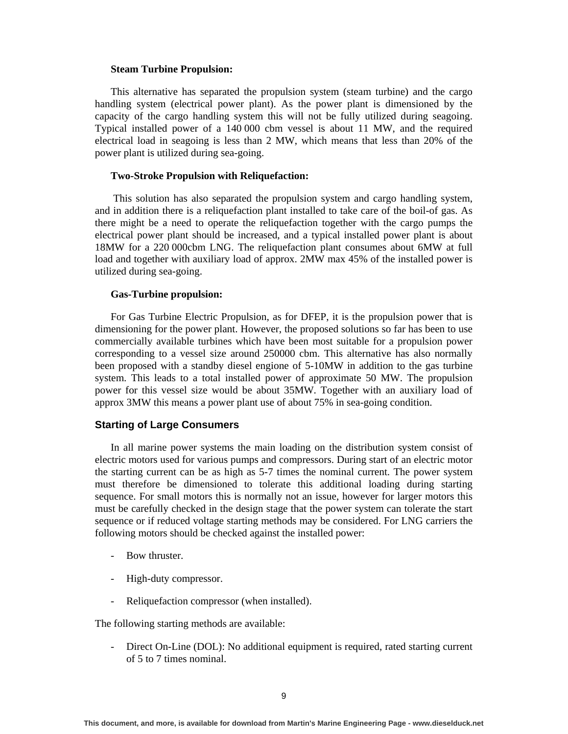**Steam Turbine Propulsion:**

This alternative has separated the propulsion system (steam turbine) and the cargo handling system (electrical power plant). As the power plant is dimensioned by the capacity of the cargo handling system this will not be fully utilized during seagoing. Typical installed power of a 140 000 cbm vessel is about 11 MW, and the required electrical load in seagoing is less than 2 MW, which means that less than 20% of the power plant is utilized during sea-going.

**Two-Stroke Propulsion with Reliquefaction:**

This solution has also separated the propulsion system and cargo handling system, and in addition there is a reliquefaction plant installed to take care of the boil-of gas. As there might be a need to operate the reliquefaction together with the cargo pumps the electrical power plant should be increased, and a typical installed power plant is about 18MW for a 220 000cbm LNG. The reliquefaction plant consumes about 6MW at full load and together with auxiliary load of approx. 2MW max 45% of the installed power is utilized during sea-going.

**Gas-Turbine propulsion:**

For Gas Turbine Electric Propulsion, as for DFEP, it is the propulsion power that is dimensioning for the power plant. However, the proposed solutions so far has been to use commercially available turbines which have been most suitable for a propulsion power corresponding to a vessel size around 250000 cbm. This alternative has also normally been proposed with a standby diesel engione of 5-10MW in addition to the gas turbine system. This leads to a total installed power of approximate 50 MW. The propulsion power for this vessel size would be about 35MW. Together with an auxiliary load of approx 3MW this means a power plant use of about 75% in sea-going condition.

## Starting of Large Consumers

In all marine power systems the main loading on the distribution system consist of electric motors used for various pumps and compressors. During start of an electric motor the starting current can be as high as 5-7 times the nominal current. The power system must therefore be dimensioned to tolerate this additional loading during starting sequence. For small motors this is normally not an issue, however for larger motors this must be carefully checked in the design stage that the power system can tolerate the start sequence or if reduced voltage starting methods may be considered. For LNG carriers the following motors should be checked against the installed power:

- Bow thruster.
- High-duty compressor.
- Reliquefaction compressor (when installed).

The following starting methods are available:

- Direct On-Line (DOL): No additional equipment is required, rated starting current of 5 to 7 times nominal.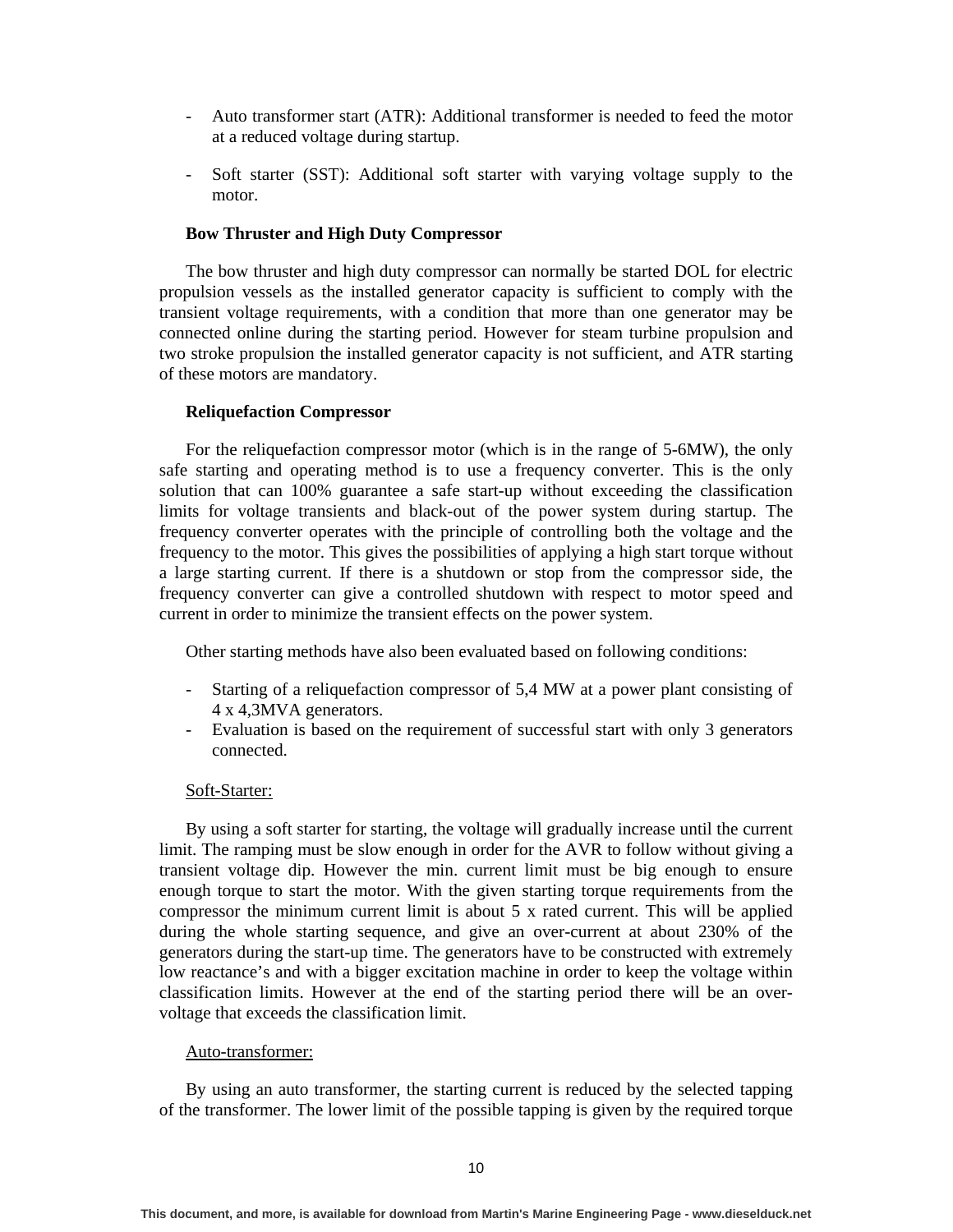- Auto transformer start (ATR): Additional transformer is needed to feed the motor at a reduced voltage during startup.

- Soft starter (SST): Additional soft starter with varying voltage supply to the motor.

**Bow Thruster and High Duty Compressor**

The bow thruster and high duty compressor can normally be started DOL for electric propulsion vessels as the installed generator capacity is sufficient to comply with the transient voltage requirements, with a condition that more than one generator may be connected online during the starting period. However for steam turbine propulsion and two stroke propulsion the installed generator capacity is not sufficient, and ATR starting of these motors are mandatory.

**Reliquefaction Compressor**

For the reliquefaction compressor motor (which is in the range of 5-6MW), the only safe starting and operating method is to use a frequency converter. This is the only solution that can 100% guarantee a safe start-up without exceeding the classification limits for voltage transients and black-out of the power system during startup. The frequency converter operates with the principle of controlling both the voltage and the frequency to the motor. This gives the possibilities of applying a high start torque without a large starting current. If there is a shutdown or stop from the compressor side, the frequency converter can give a controlled shutdown with respect to motor speed and current in order to minimize the transient effects on the power system.

Other starting methods have also been evaluated based on following conditions:

- Starting of a reliquefaction compressor of 5,4 MW at a power plant consisting of 4 x 4,3MVA generators.
- Evaluation is based on the requirement of successful start with only 3 generators connected.

<u>Soft-Starter:</u>

By using a soft starter for starting, the voltage will gradually increase until the current limit. The ramping must be slow enough in order for the AVR to follow without giving a transient voltage dip. However the min. current limit must be big enough to ensure enough torque to start the motor. With the given starting torque requirements from the compressor the minimum current limit is about 5 x rated current. This will be applied during the whole starting sequence, and give an over-current at about 230% of the generators during the start-up time. The generators have to be constructed with extremely low reactance's and with a bigger excitation machine in order to keep the voltage within classification limits. However at the end of the starting period there will be an over-voltage that exceeds the classification limit.

<u>Auto-transformer:</u>

By using an auto transformer, the starting current is reduced by the selected tapping of the transformer. The lower limit of the possible tapping is given by the required torque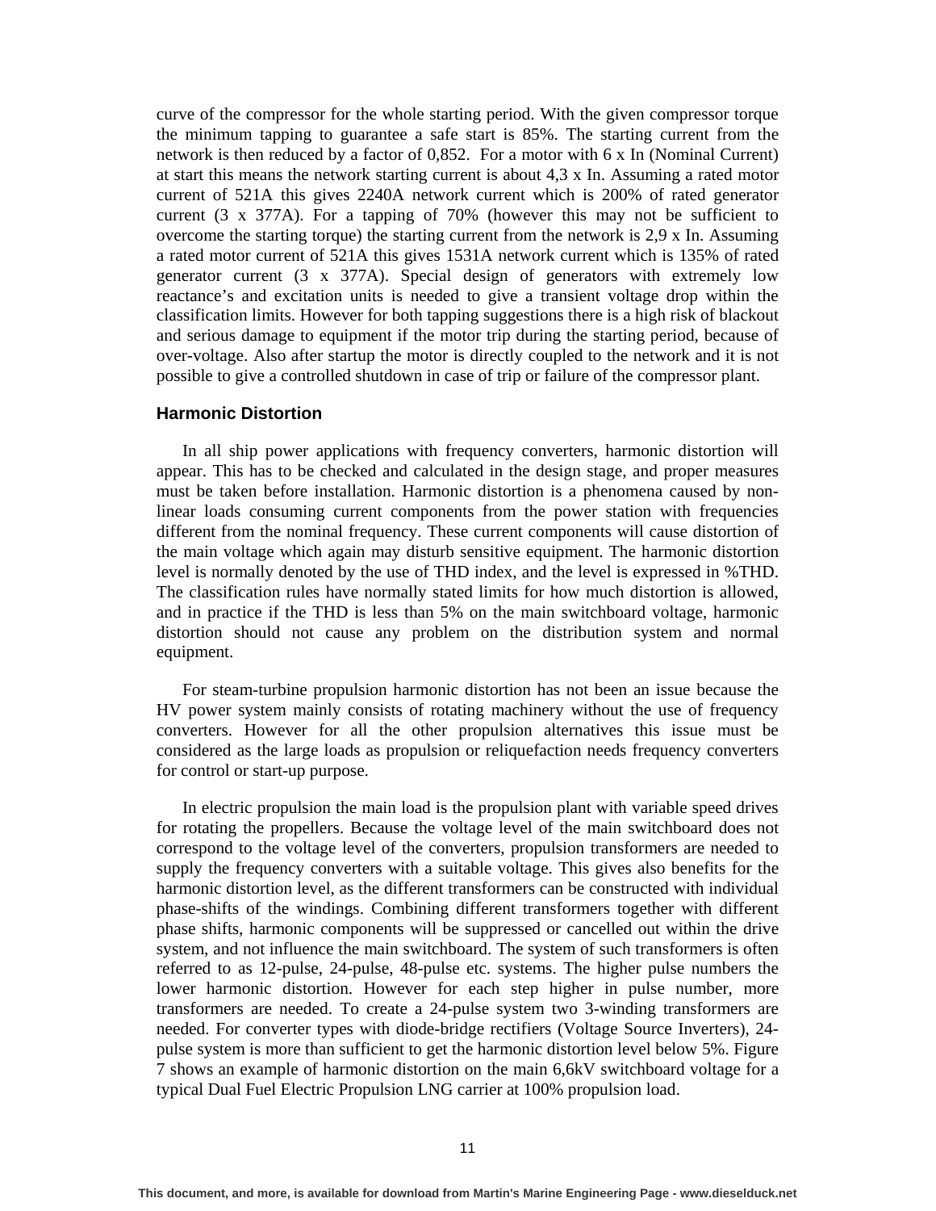curve of the compressor for the whole starting period. With the given compressor torque the minimum tapping to guarantee a safe start is 85%. The starting current from the network is then reduced by a factor of $0,85^2$. For a motor with 6 x In (Nominal Current) at start this means the network starting current is about 4,3 x In. Assuming a rated motor current of 521A this gives 2240A network current which is 200% of rated generator current (3 x 377A). For a tapping of 70% (however this may not be sufficient to overcome the starting torque) the starting current from the network is 2,9 x In. Assuming a rated motor current of 521A this gives 1531A network current which is 135% of rated generator current (3 x 377A). Special design of generators with extremely low reactance's and excitation units is needed to give a transient voltage drop within the classification limits. However for both tapping suggestions there is a high risk of blackout and serious damage to equipment if the motor trip during the starting period, because of over-voltage. Also after startup the motor is directly coupled to the network and it is not possible to give a controlled shutdown in case of trip or failure of the compressor plant.

## Harmonic Distortion

In all ship power applications with frequency converters, harmonic distortion will appear. This has to be checked and calculated in the design stage, and proper measures must be taken before installation. Harmonic distortion is a phenomena caused by non-linear loads consuming current components from the power station with frequencies different from the nominal frequency. These current components will cause distortion of the main voltage which again may disturb sensitive equipment. The harmonic distortion level is normally denoted by the use of THD index, and the level is expressed in %THD. The classification rules have normally stated limits for how much distortion is allowed, and in practice if the THD is less than 5% on the main switchboard voltage, harmonic distortion should not cause any problem on the distribution system and normal equipment.

For steam-turbine propulsion harmonic distortion has not been an issue because the HV power system mainly consists of rotating machinery without the use of frequency converters. However for all the other propulsion alternatives this issue must be considered as the large loads as propulsion or reliquefaction needs frequency converters for control or start-up purpose.

In electric propulsion the main load is the propulsion plant with variable speed drives for rotating the propellers. Because the voltage level of the main switchboard does not correspond to the voltage level of the converters, propulsion transformers are needed to supply the frequency converters with a suitable voltage. This gives also benefits for the harmonic distortion level, as the different transformers can be constructed with individual phase-shifts of the windings. Combining different transformers together with different phase shifts, harmonic components will be suppressed or cancelled out within the drive system, and not influence the main switchboard. The system of such transformers is often referred to as 12-pulse, 24-pulse, 48-pulse etc. systems. The higher pulse numbers the lower harmonic distortion. However for each step higher in pulse number, more transformers are needed. To create a 24-pulse system two 3-winding transformers are needed. For converter types with diode-bridge rectifiers (Voltage Source Inverters), 24-pulse system is more than sufficient to get the harmonic distortion level below 5%. Figure 7 shows an example of harmonic distortion on the main 6,6kV switchboard voltage for a typical Dual Fuel Electric Propulsion LNG carrier at 100% propulsion load.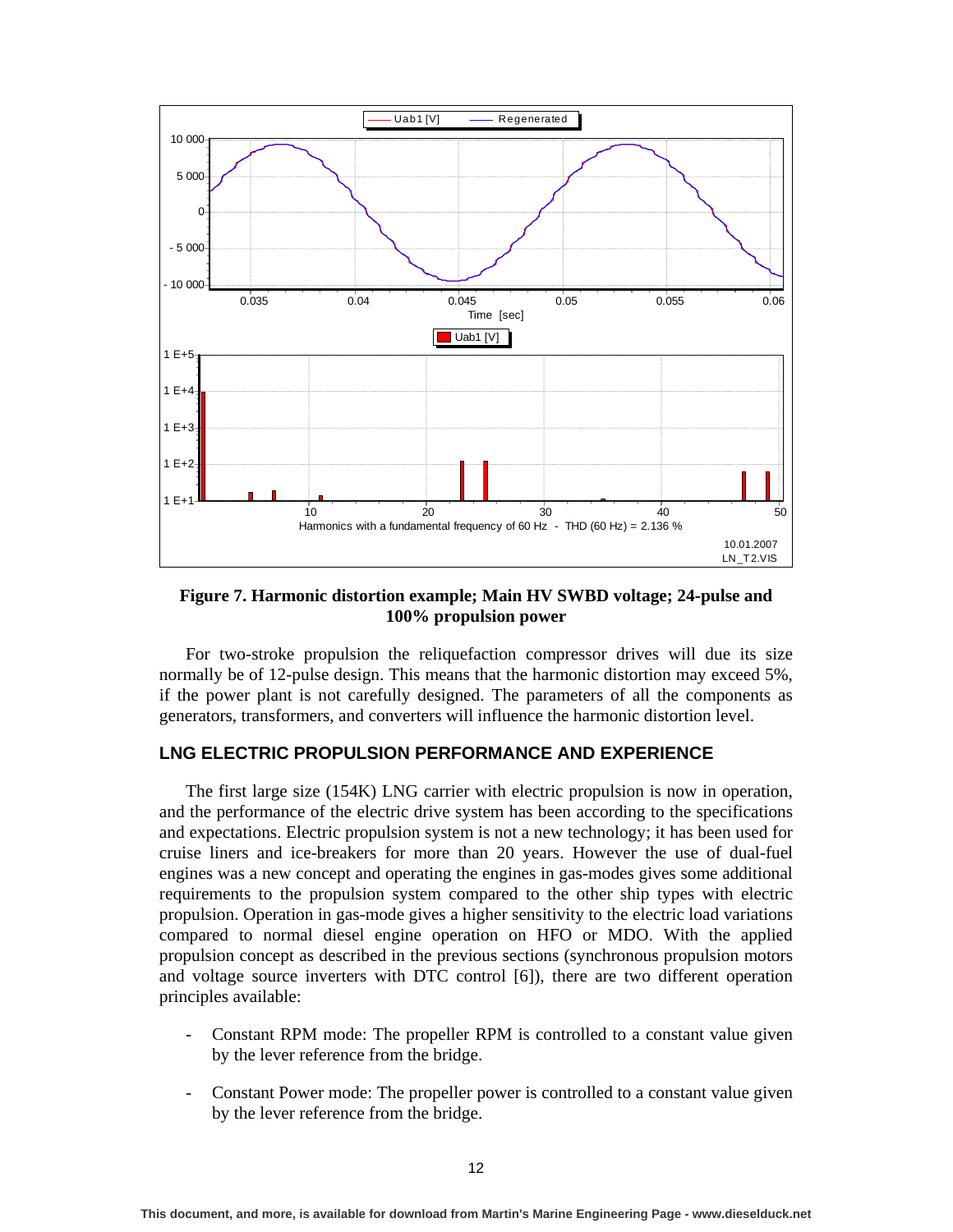**Figure 7. Harmonic distortion example; Main HV SWBD voltage; 24-pulse and 100% propulsion power**

For two-stroke propulsion the reliquefaction compressor drives will due its size normally be of 12-pulse design. This means that the harmonic distortion may exceed 5%, if the power plant is not carefully designed. The parameters of all the components as generators, transformers, and converters will influence the harmonic distortion level.

### LNG ELECTRIC PROPULSION PERFORMANCE AND EXPERIENCE

The first large size (154K) LNG carrier with electric propulsion is now in operation, and the performance of the electric drive system has been according to the specifications and expectations. Electric propulsion system is not a new technology; it has been used for cruise liners and ice-breakers for more than 20 years. However the use of dual-fuel engines was a new concept and operating the engines in gas-modes gives some additional requirements to the propulsion system compared to the other ship types with electric propulsion. Operation in gas-mode gives a higher sensitivity to the electric load variations compared to normal diesel engine operation on HFO or MDO. With the applied propulsion concept as described in the previous sections (synchronous propulsion motors and voltage source inverters with DTC control [6]), there are two different operation principles available:

- Constant RPM mode: The propeller RPM is controlled to a constant value given by the lever reference from the bridge.

- Constant Power mode: The propeller power is controlled to a constant value given by the lever reference from the bridge.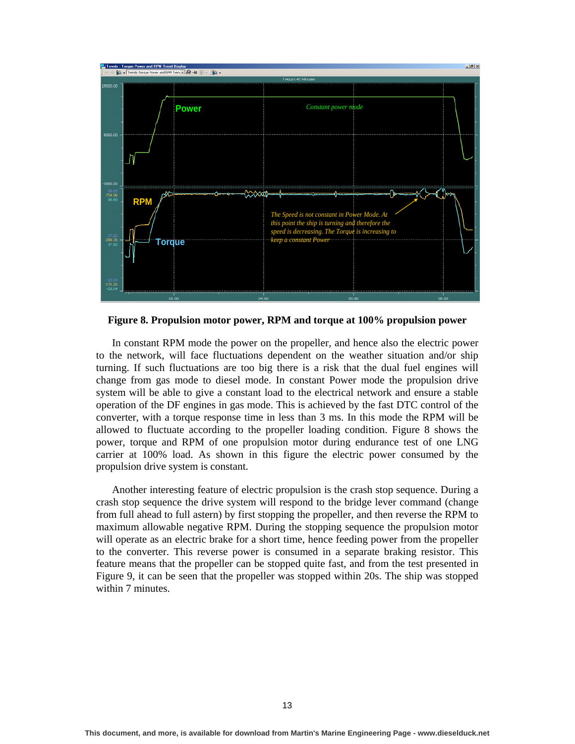**Figure 8. Propulsion motor power, RPM and torque at 100% propulsion power**

In constant RPM mode the power on the propeller, and hence also the electric power to the network, will face fluctuations dependent on the weather situation and/or ship turning. If such fluctuations are too big there is a risk that the dual fuel engines will change from gas mode to diesel mode. In constant Power mode the propulsion drive system will be able to give a constant load to the electrical network and ensure a stable operation of the DF engines in gas mode. This is achieved by the fast DTC control of the converter, with a torque response time in less than 3 ms. In this mode the RPM will be allowed to fluctuate according to the propeller loading condition. Figure 8 shows the power, torque and RPM of one propulsion motor during endurance test of one LNG carrier at 100% load. As shown in this figure the electric power consumed by the propulsion drive system is constant.

Another interesting feature of electric propulsion is the crash stop sequence. During a crash stop sequence the drive system will respond to the bridge lever command (change from full ahead to full astern) by first stopping the propeller, and then reverse the RPM to maximum allowable negative RPM. During the stopping sequence the propulsion motor will operate as an electric brake for a short time, hence feeding power from the propeller to the converter. This reverse power is consumed in a separate braking resistor. This feature means that the propeller can be stopped quite fast, and from the test presented in Figure 9, it can be seen that the propeller was stopped within 20s. The ship was stopped within 7 minutes.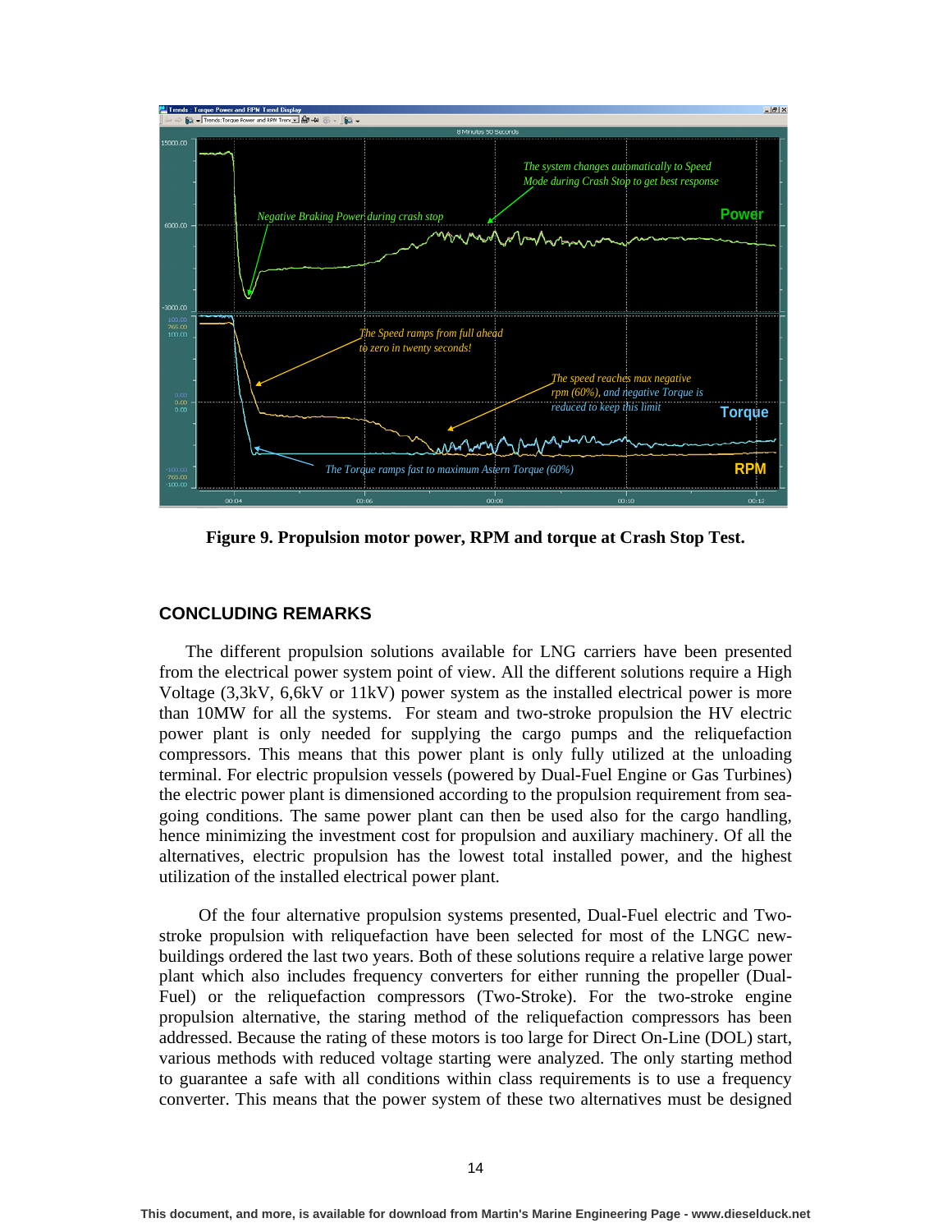Figure 9. Propulsion motor power, RPM and torque at Crash Stop Test.

## CONCLUDING REMARKS

The different propulsion solutions available for LNG carriers have been presented from the electrical power system point of view. All the different solutions require a High Voltage (3,3kV, 6,6kV or 11kV) power system as the installed electrical power is more than 10MW for all the systems. For steam and two-stroke propulsion the HV electric power plant is only needed for supplying the cargo pumps and the reliquefaction compressors. This means that this power plant is only fully utilized at the unloading terminal. For electric propulsion vessels (powered by Dual-Fuel Engine or Gas Turbines) the electric power plant is dimensioned according to the propulsion requirement from sea-going conditions. The same power plant can then be used also for the cargo handling, hence minimizing the investment cost for propulsion and auxiliary machinery. Of all the alternatives, electric propulsion has the lowest total installed power, and the highest utilization of the installed electrical power plant.

Of the four alternative propulsion systems presented, Dual-Fuel electric and Two-stroke propulsion with reliquefaction have been selected for most of the LNGC new-buildings ordered the last two years. Both of these solutions require a relative large power plant which also includes frequency converters for either running the propeller (Dual-Fuel) or the reliquefaction compressors (Two-Stroke). For the two-stroke engine propulsion alternative, the staring method of the reliquefaction compressors has been addressed. Because the rating of these motors is too large for Direct On-Line (DOL) start, various methods with reduced voltage starting were analyzed. The only starting method to guarantee a safe with all conditions within class requirements is to use a frequency converter. This means that the power system of these two alternatives must be designed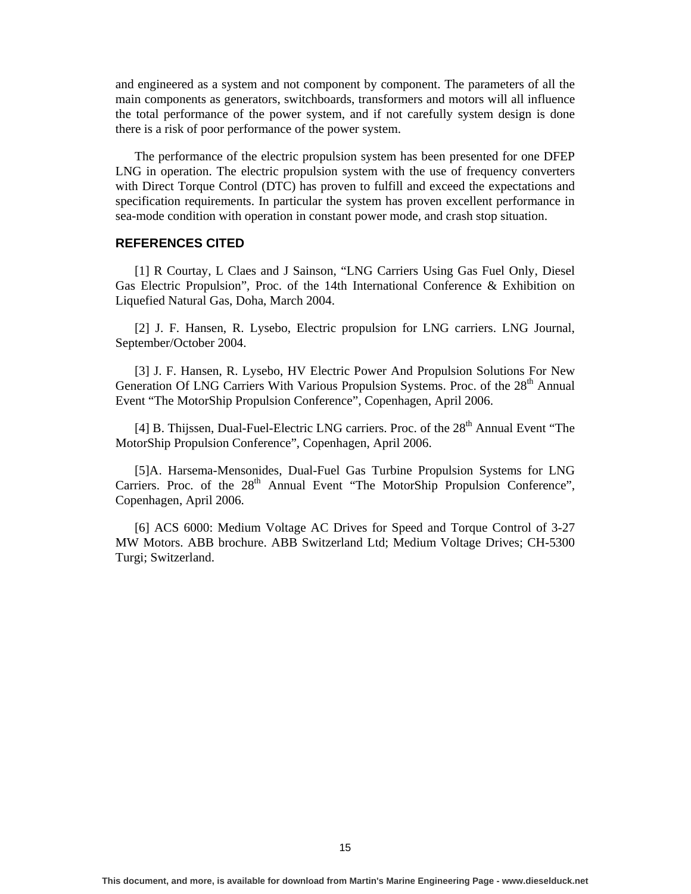and engineered as a system and not component by component. The parameters of all the main components as generators, switchboards, transformers and motors will all influence the total performance of the power system, and if not carefully system design is done there is a risk of poor performance of the power system.

The performance of the electric propulsion system has been presented for one DFEP LNG in operation. The electric propulsion system with the use of frequency converters with Direct Torque Control (DTC) has proven to fulfill and exceed the expectations and specification requirements. In particular the system has proven excellent performance in sea-mode condition with operation in constant power mode, and crash stop situation.

## REFERENCES CITED

[1] R Courtay, L Claes and J Sainson, "LNG Carriers Using Gas Fuel Only, Diesel Gas Electric Propulsion", Proc. of the 14th International Conference & Exhibition on Liquefied Natural Gas, Doha, March 2004.

[2] J. F. Hansen, R. Lysebo, Electric propulsion for LNG carriers. LNG Journal, September/October 2004.

[3] J. F. Hansen, R. Lysebo, HV Electric Power And Propulsion Solutions For New Generation Of LNG Carriers With Various Propulsion Systems. Proc. of the 28th Annual Event "The MotorShip Propulsion Conference", Copenhagen, April 2006.

[4] B. Thijssen, Dual-Fuel-Electric LNG carriers. Proc. of the 28th Annual Event "The MotorShip Propulsion Conference", Copenhagen, April 2006.

[5]A. Harsema-Mensonides, Dual-Fuel Gas Turbine Propulsion Systems for LNG Carriers. Proc. of the 28th Annual Event "The MotorShip Propulsion Conference", Copenhagen, April 2006.

[6] ACS 6000: Medium Voltage AC Drives for Speed and Torque Control of 3-27 MW Motors. ABB brochure. ABB Switzerland Ltd; Medium Voltage Drives; CH-5300 Turgi; Switzerland.